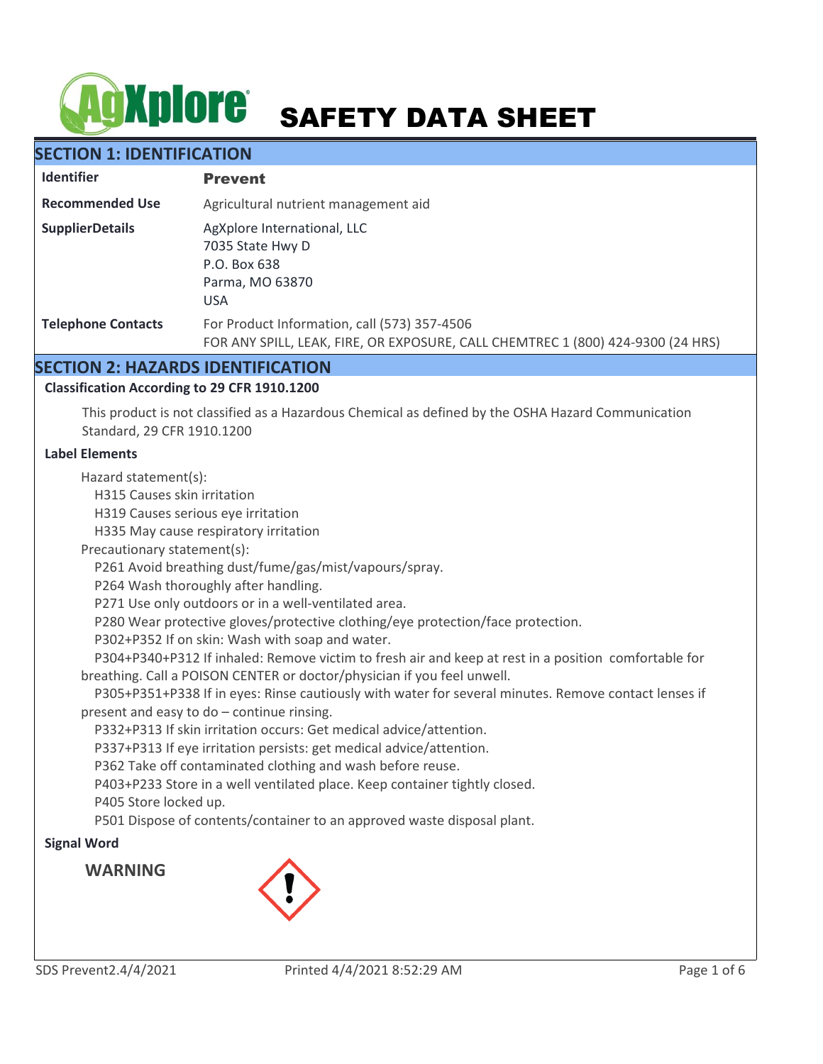# AgXplore SAFETY DATA SHEET

## SECTION 1: IDENTIFICATION

| | |
|---|---|
| **Identifier** | **Prevent** |
| **Recommended Use** | Agricultural nutrient management aid |
| **SupplierDetails** | AgXplore International, LLC<br>7035 State Hwy D<br>P.O. Box 638<br>Parma, MO 63870<br>USA |
| **Telephone Contacts** | For Product Information, call (573) 357-4506<br>FOR ANY SPILL, LEAK, FIRE, OR EXPOSURE, CALL CHEMTREC 1 (800) 424-9300 (24 HRS) |

## SECTION 2: HAZARDS IDENTIFICATION

### Classification According to 29 CFR 1910.1200

This product is not classified as a Hazardous Chemical as defined by the OSHA Hazard Communication Standard, 29 CFR 1910.1200

### Label Elements

Hazard statement(s):
- H315 Causes skin irritation
- H319 Causes serious eye irritation
- H335 May cause respiratory irritation

Precautionary statement(s):
- P261 Avoid breathing dust/fume/gas/mist/vapours/spray.
- P264 Wash thoroughly after handling.
- P271 Use only outdoors or in a well-ventilated area.
- P280 Wear protective gloves/protective clothing/eye protection/face protection.
- P302+P352 If on skin: Wash with soap and water.
- P304+P340+P312 If inhaled: Remove victim to fresh air and keep at rest in a position comfortable for breathing. Call a POISON CENTER or doctor/physician if you feel unwell.
- P305+P351+P338 If in eyes: Rinse cautiously with water for several minutes. Remove contact lenses if present and easy to do – continue rinsing.
- P332+P313 If skin irritation occurs: Get medical advice/attention.
- P337+P313 If eye irritation persists: get medical advice/attention.
- P362 Take off contaminated clothing and wash before reuse.
- P403+P233 Store in a well ventilated place. Keep container tightly closed.
- P405 Store locked up.
- P501 Dispose of contents/container to an approved waste disposal plant.

### Signal Word

**WARNING**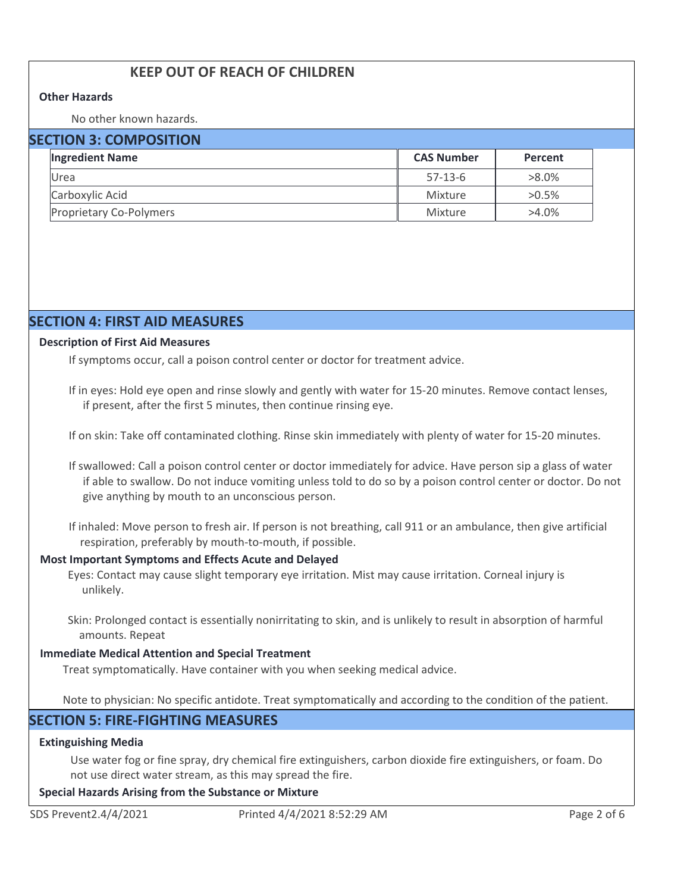## KEEP OUT OF REACH OF CHILDREN

**Other Hazards**

No other known hazards.

## SECTION 3: COMPOSITION

| Ingredient Name | CAS Number | Percent |
|---|---|---|
| Urea | 57-13-6 | >8.0% |
| Carboxylic Acid | Mixture | >0.5% |
| Proprietary Co-Polymers | Mixture | >4.0% |

## SECTION 4: FIRST AID MEASURES

**Description of First Aid Measures**

If symptoms occur, call a poison control center or doctor for treatment advice.

If in eyes: Hold eye open and rinse slowly and gently with water for 15-20 minutes. Remove contact lenses, if present, after the first 5 minutes, then continue rinsing eye.

If on skin: Take off contaminated clothing. Rinse skin immediately with plenty of water for 15-20 minutes.

If swallowed: Call a poison control center or doctor immediately for advice. Have person sip a glass of water if able to swallow. Do not induce vomiting unless told to do so by a poison control center or doctor. Do not give anything by mouth to an unconscious person.

If inhaled: Move person to fresh air. If person is not breathing, call 911 or an ambulance, then give artificial respiration, preferably by mouth-to-mouth, if possible.

**Most Important Symptoms and Effects Acute and Delayed**

Eyes: Contact may cause slight temporary eye irritation. Mist may cause irritation. Corneal injury is unlikely.

Skin: Prolonged contact is essentially nonirritating to skin, and is unlikely to result in absorption of harmful amounts. Repeat

**Immediate Medical Attention and Special Treatment**

Treat symptomatically. Have container with you when seeking medical advice.

Note to physician: No specific antidote. Treat symptomatically and according to the condition of the patient.

## SECTION 5: FIRE-FIGHTING MEASURES

**Extinguishing Media**

Use water fog or fine spray, dry chemical fire extinguishers, carbon dioxide fire extinguishers, or foam. Do not use direct water stream, as this may spread the fire.

**Special Hazards Arising from the Substance or Mixture**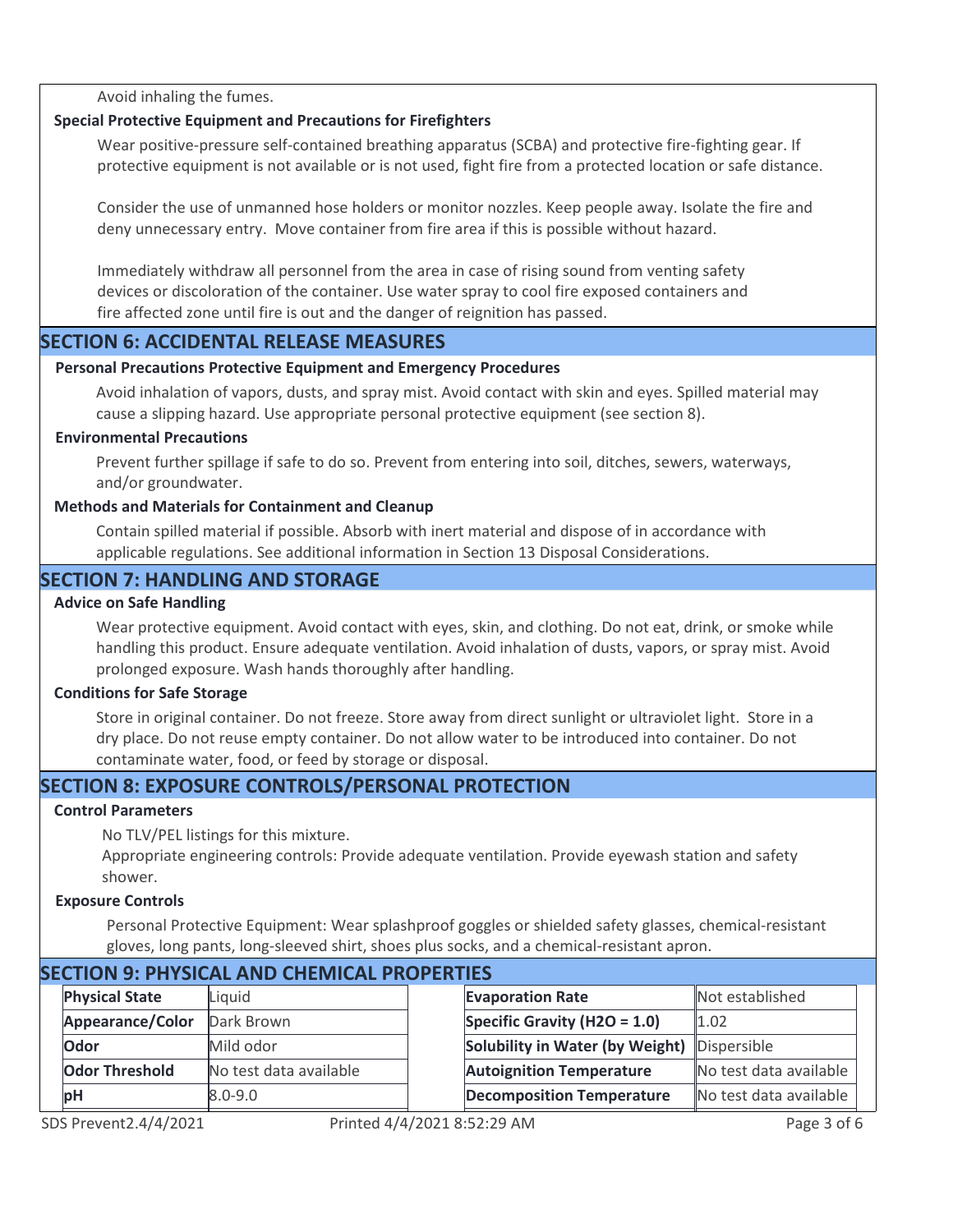Avoid inhaling the fumes.

### Special Protective Equipment and Precautions for Firefighters

Wear positive-pressure self-contained breathing apparatus (SCBA) and protective fire-fighting gear. If protective equipment is not available or is not used, fight fire from a protected location or safe distance.

Consider the use of unmanned hose holders or monitor nozzles. Keep people away. Isolate the fire and deny unnecessary entry. Move container from fire area if this is possible without hazard.

Immediately withdraw all personnel from the area in case of rising sound from venting safety devices or discoloration of the container. Use water spray to cool fire exposed containers and fire affected zone until fire is out and the danger of reignition has passed.

## SECTION 6: ACCIDENTAL RELEASE MEASURES

### Personal Precautions Protective Equipment and Emergency Procedures

Avoid inhalation of vapors, dusts, and spray mist. Avoid contact with skin and eyes. Spilled material may cause a slipping hazard. Use appropriate personal protective equipment (see section 8).

### Environmental Precautions

Prevent further spillage if safe to do so. Prevent from entering into soil, ditches, sewers, waterways, and/or groundwater.

### Methods and Materials for Containment and Cleanup

Contain spilled material if possible. Absorb with inert material and dispose of in accordance with applicable regulations. See additional information in Section 13 Disposal Considerations.

## SECTION 7: HANDLING AND STORAGE

### Advice on Safe Handling

Wear protective equipment. Avoid contact with eyes, skin, and clothing. Do not eat, drink, or smoke while handling this product. Ensure adequate ventilation. Avoid inhalation of dusts, vapors, or spray mist. Avoid prolonged exposure. Wash hands thoroughly after handling.

### Conditions for Safe Storage

Store in original container. Do not freeze. Store away from direct sunlight or ultraviolet light. Store in a dry place. Do not reuse empty container. Do not allow water to be introduced into container. Do not contaminate water, food, or feed by storage or disposal.

## SECTION 8: EXPOSURE CONTROLS/PERSONAL PROTECTION

### Control Parameters

No TLV/PEL listings for this mixture.
Appropriate engineering controls: Provide adequate ventilation. Provide eyewash station and safety shower.

### Exposure Controls

Personal Protective Equipment: Wear splashproof goggles or shielded safety glasses, chemical-resistant gloves, long pants, long-sleeved shirt, shoes plus socks, and a chemical-resistant apron.

## SECTION 9: PHYSICAL AND CHEMICAL PROPERTIES

| **Physical State** | Liquid | **Evaporation Rate** | Not established |
|---|---|---|---|
| **Appearance/Color** | Dark Brown | **Specific Gravity ($H_2O$ = 1.0)** | 1.02 |
| **Odor** | Mild odor | **Solubility in Water (by Weight)** | Dispersible |
| **Odor Threshold** | No test data available | **Autoignition Temperature** | No test data available |
| **pH** | 8.0-9.0 | **Decomposition Temperature** | No test data available |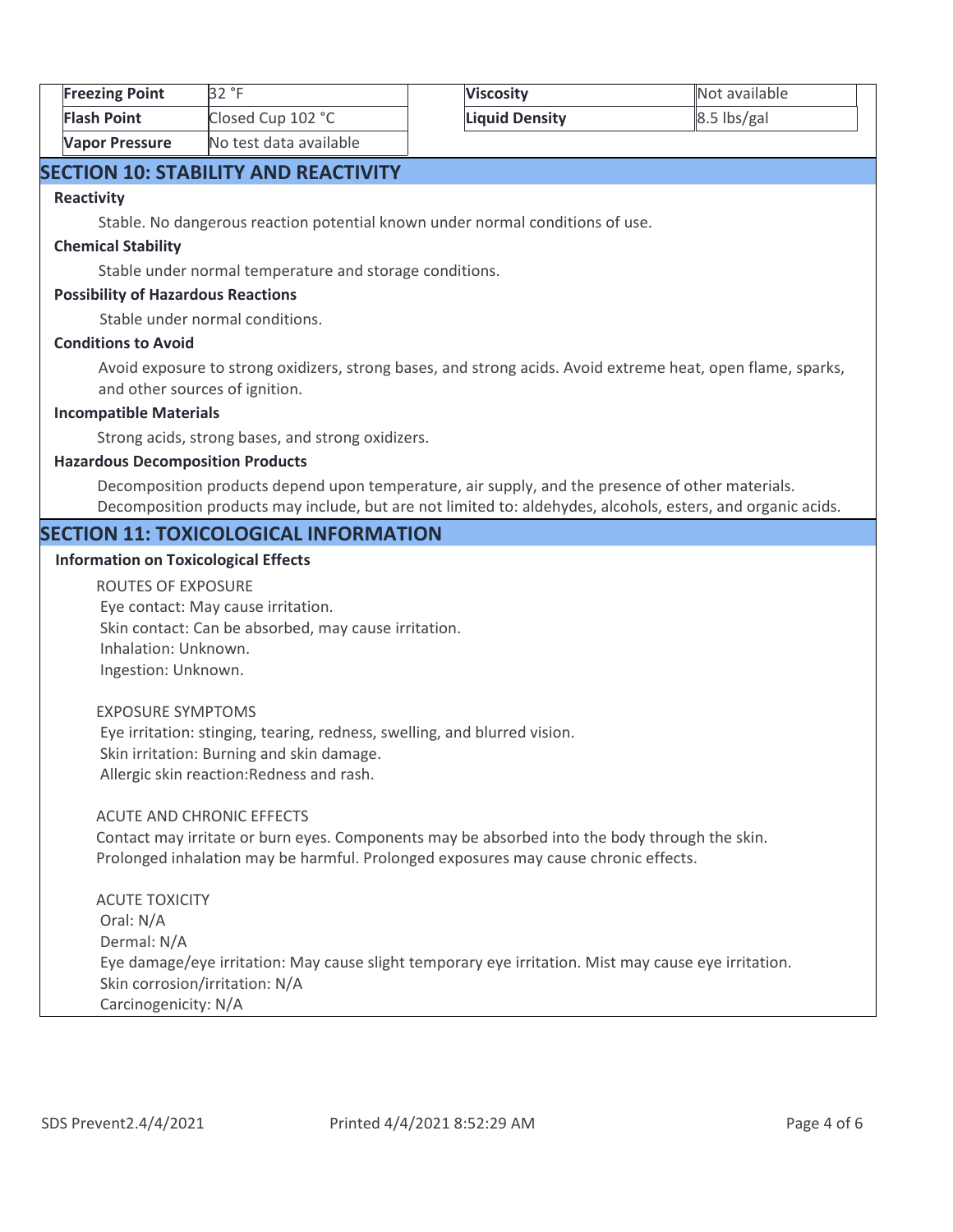| Freezing Point | 32 °F | Viscosity | Not available |
| --- | --- | --- | --- |
| Flash Point | Closed Cup 102 °C | Liquid Density | 8.5 lbs/gal |
| Vapor Pressure | No test data available | | |

## SECTION 10: STABILITY AND REACTIVITY

**Reactivity**

Stable. No dangerous reaction potential known under normal conditions of use.

**Chemical Stability**

Stable under normal temperature and storage conditions.

**Possibility of Hazardous Reactions**

Stable under normal conditions.

**Conditions to Avoid**

Avoid exposure to strong oxidizers, strong bases, and strong acids. Avoid extreme heat, open flame, sparks, and other sources of ignition.

**Incompatible Materials**

Strong acids, strong bases, and strong oxidizers.

**Hazardous Decomposition Products**

Decomposition products depend upon temperature, air supply, and the presence of other materials. Decomposition products may include, but are not limited to: aldehydes, alcohols, esters, and organic acids.

## SECTION 11: TOXICOLOGICAL INFORMATION

**Information on Toxicological Effects**

ROUTES OF EXPOSURE
Eye contact: May cause irritation.
Skin contact: Can be absorbed, may cause irritation.
Inhalation: Unknown.
Ingestion: Unknown.

EXPOSURE SYMPTOMS
Eye irritation: stinging, tearing, redness, swelling, and blurred vision.
Skin irritation: Burning and skin damage.
Allergic skin reaction:Redness and rash.

ACUTE AND CHRONIC EFFECTS
Contact may irritate or burn eyes. Components may be absorbed into the body through the skin.
Prolonged inhalation may be harmful. Prolonged exposures may cause chronic effects.

ACUTE TOXICITY
Oral: N/A
Dermal: N/A
Eye damage/eye irritation: May cause slight temporary eye irritation. Mist may cause eye irritation.
Skin corrosion/irritation: N/A
Carcinogenicity: N/A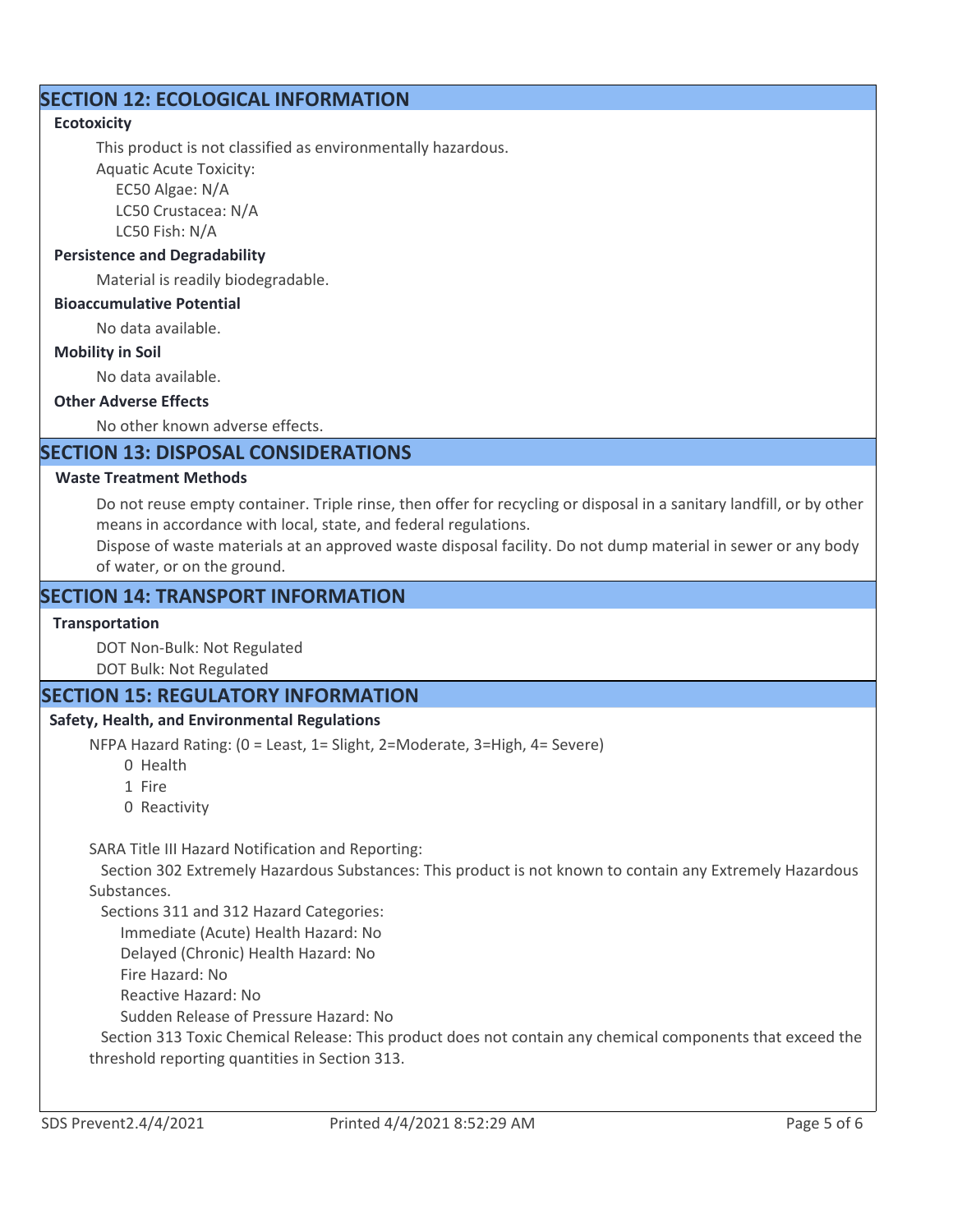## SECTION 12: ECOLOGICAL INFORMATION

**Ecotoxicity**

This product is not classified as environmentally hazardous.

Aquatic Acute Toxicity:

EC50 Algae: N/A
LC50 Crustacea: N/A
LC50 Fish: N/A

**Persistence and Degradability**

Material is readily biodegradable.

**Bioaccumulative Potential**

No data available.

**Mobility in Soil**

No data available.

**Other Adverse Effects**

No other known adverse effects.

## SECTION 13: DISPOSAL CONSIDERATIONS

**Waste Treatment Methods**

Do not reuse empty container. Triple rinse, then offer for recycling or disposal in a sanitary landfill, or by other means in accordance with local, state, and federal regulations.
Dispose of waste materials at an approved waste disposal facility. Do not dump material in sewer or any body of water, or on the ground.

## SECTION 14: TRANSPORT INFORMATION

**Transportation**

DOT Non-Bulk: Not Regulated
DOT Bulk: Not Regulated

## SECTION 15: REGULATORY INFORMATION

**Safety, Health, and Environmental Regulations**

NFPA Hazard Rating: (0 = Least, 1= Slight, 2=Moderate, 3=High, 4= Severe)

0 Health
1 Fire
0 Reactivity

SARA Title III Hazard Notification and Reporting:

Section 302 Extremely Hazardous Substances: This product is not known to contain any Extremely Hazardous Substances.

Sections 311 and 312 Hazard Categories:

Immediate (Acute) Health Hazard: No
Delayed (Chronic) Health Hazard: No
Fire Hazard: No
Reactive Hazard: No
Sudden Release of Pressure Hazard: No

Section 313 Toxic Chemical Release: This product does not contain any chemical components that exceed the threshold reporting quantities in Section 313.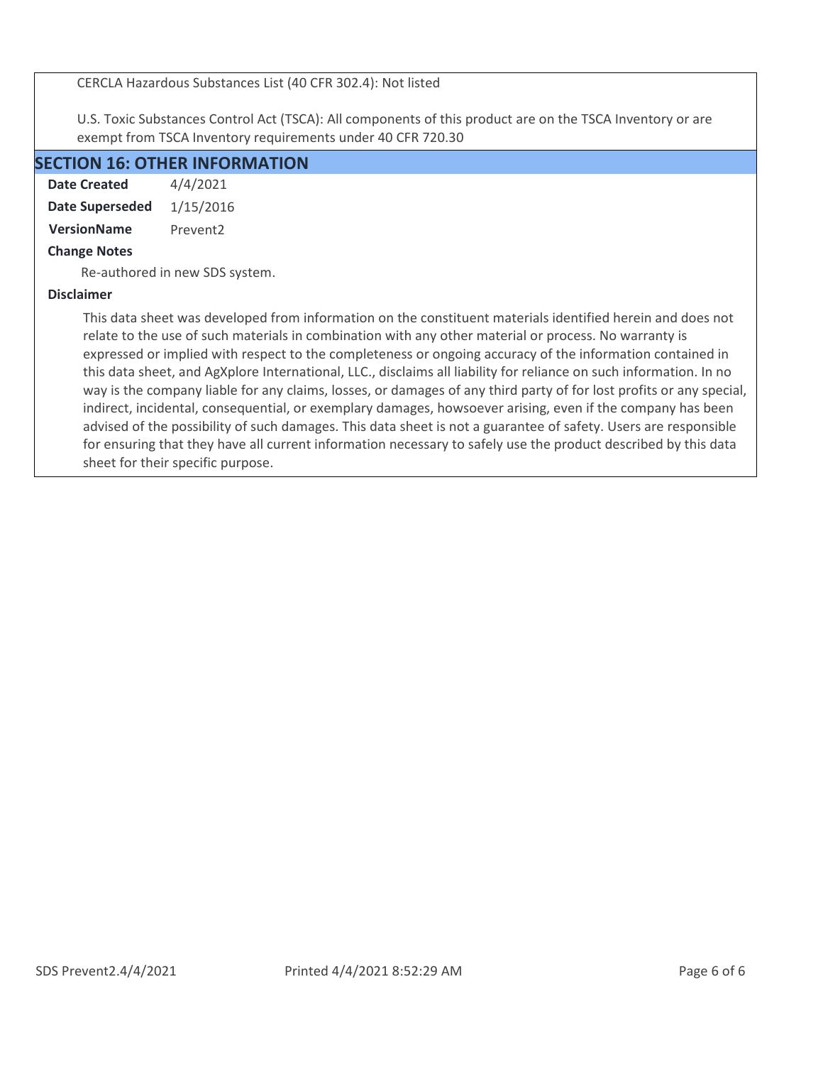CERCLA Hazardous Substances List (40 CFR 302.4): Not listed

U.S. Toxic Substances Control Act (TSCA): All components of this product are on the TSCA Inventory or are exempt from TSCA Inventory requirements under 40 CFR 720.30

## SECTION 16: OTHER INFORMATION

| | |
|---|---|
| **Date Created** | 4/4/2021 |
| **Date Superseded** | 1/15/2016 |
| **VersionName** | Prevent2 |

**Change Notes**

Re-authored in new SDS system.

**Disclaimer**

This data sheet was developed from information on the constituent materials identified herein and does not relate to the use of such materials in combination with any other material or process. No warranty is expressed or implied with respect to the completeness or ongoing accuracy of the information contained in this data sheet, and AgXplore International, LLC., disclaims all liability for reliance on such information. In no way is the company liable for any claims, losses, or damages of any third party of for lost profits or any special, indirect, incidental, consequential, or exemplary damages, howsoever arising, even if the company has been advised of the possibility of such damages. This data sheet is not a guarantee of safety. Users are responsible for ensuring that they have all current information necessary to safely use the product described by this data sheet for their specific purpose.